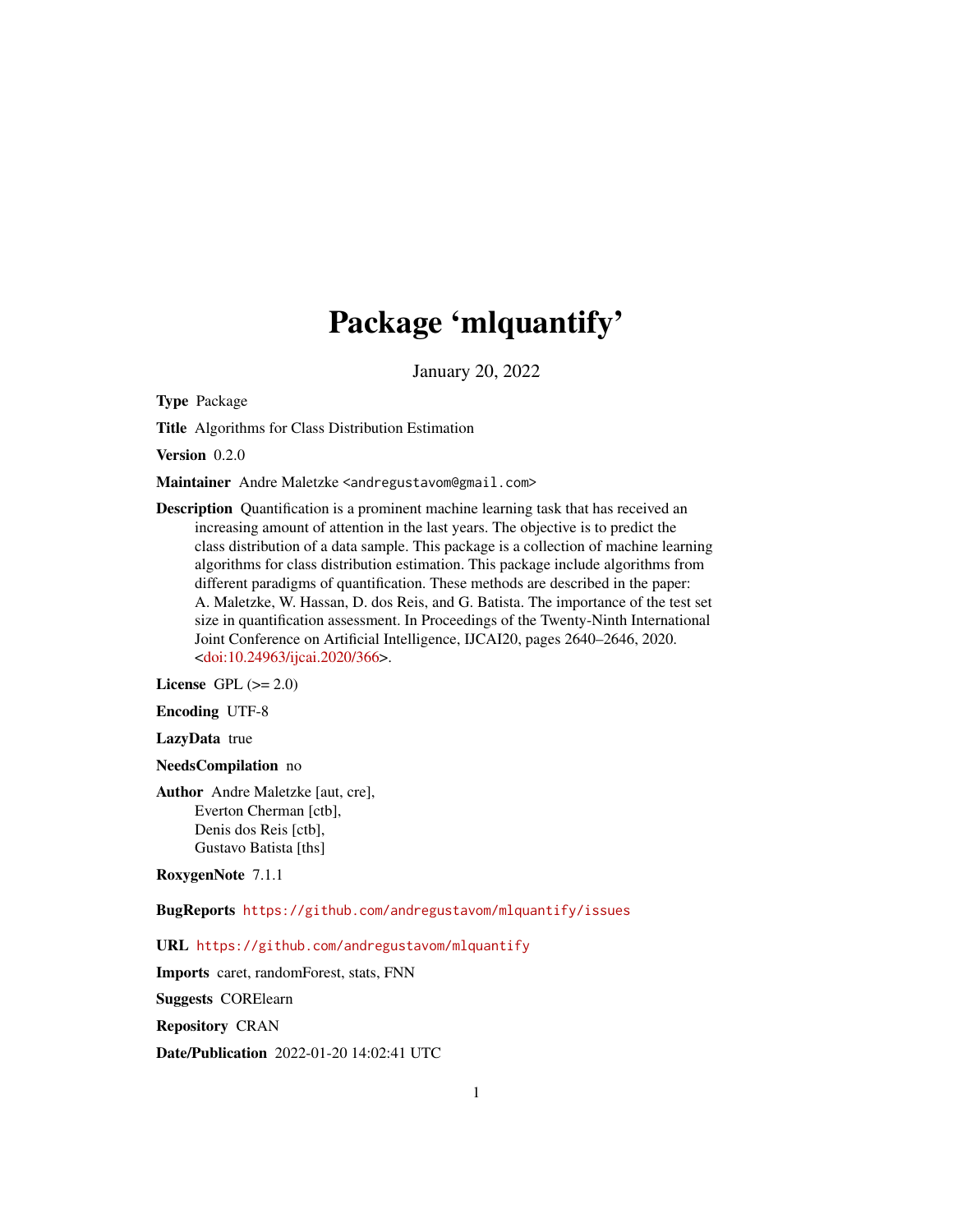# Package 'mlquantify'

January 20, 2022

**Type** Package

**Title** Algorithms for Class Distribution Estimation

**Version** 0.2.0

**Maintainer** Andre Maletzke <andregustavom@gmail.com>

**Description** Quantification is a prominent machine learning task that has received an increasing amount of attention in the last years. The objective is to predict the class distribution of a data sample. This package is a collection of machine learning algorithms for class distribution estimation. This package include algorithms from different paradigms of quantification. These methods are described in the paper: A. Maletzke, W. Hassan, D. dos Reis, and G. Batista. The importance of the test set size in quantification assessment. In Proceedings of the Twenty-Ninth International Joint Conference on Artificial Intelligence, IJCAI20, pages 2640–2646, 2020. <doi:10.24963/ijcai.2020/366>.

**License** GPL (>= 2.0)

**Encoding** UTF-8

**LazyData** true

**NeedsCompilation** no

**Author** Andre Maletzke [aut, cre],
Everton Cherman [ctb],
Denis dos Reis [ctb],
Gustavo Batista [ths]

**RoxygenNote** 7.1.1

**BugReports** https://github.com/andregustavom/mlquantify/issues

**URL** https://github.com/andregustavom/mlquantify

**Imports** caret, randomForest, stats, FNN

**Suggests** CORElearn

**Repository** CRAN

**Date/Publication** 2022-01-20 14:02:41 UTC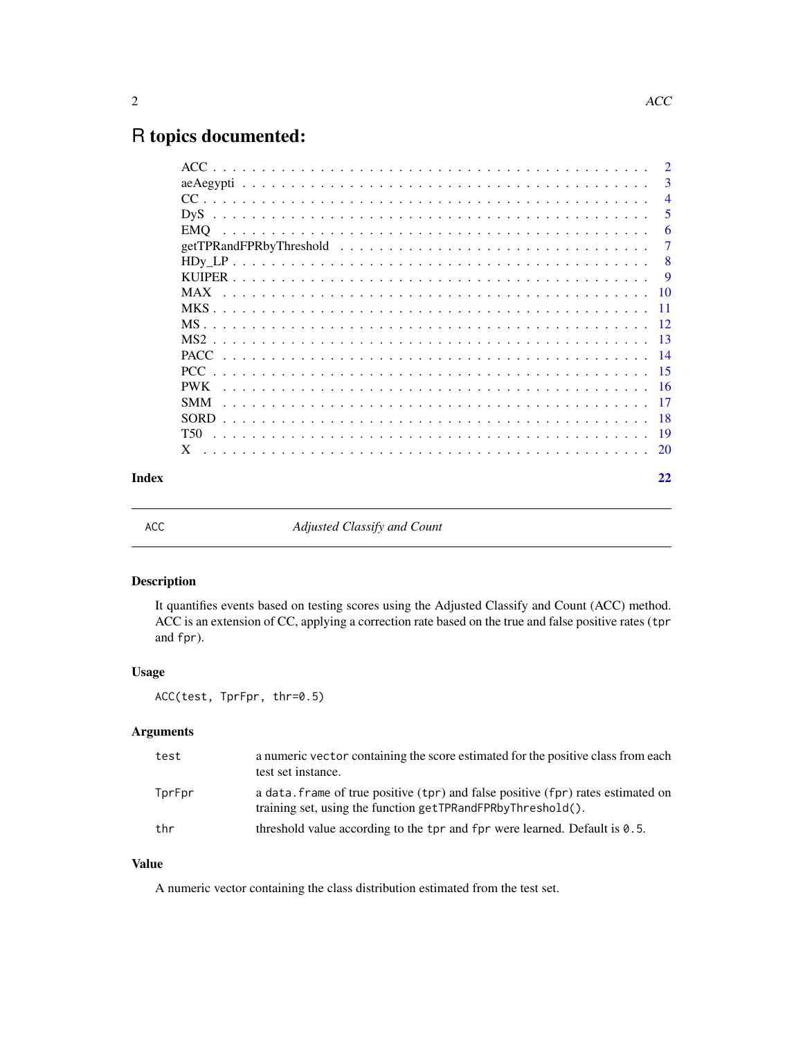# R topics documented:

| | |
|---|---|
| ACC | 2 |
| aeAegypti | 3 |
| CC | 4 |
| DyS | 5 |
| EMQ | 6 |
| getTPRandFPRbyThreshold | 7 |
| HDy_LP | 8 |
| KUIPER | 9 |
| MAX | 10 |
| MKS | 11 |
| MS | 12 |
| MS2 | 13 |
| PACC | 14 |
| PCC | 15 |
| PWK | 16 |
| SMM | 17 |
| SORD | 18 |
| T50 | 19 |
| X | 20 |

**Index** **22**

---

ACC — *Adjusted Classify and Count*

---

## Description

It quantifies events based on testing scores using the Adjusted Classify and Count (ACC) method. ACC is an extension of CC, applying a correction rate based on the true and false positive rates (`tpr` and `fpr`).

## Usage

```
ACC(test, TprFpr, thr=0.5)
```

## Arguments

| | |
|---|---|
| `test` | a numeric `vector` containing the score estimated for the positive class from each test set instance. |
| `TprFpr` | a `data.frame` of true positive (`tpr`) and false positive (`fpr`) rates estimated on training set, using the function `getTPRandFPRbyThreshold()`. |
| `thr` | threshold value according to the `tpr` and `fpr` were learned. Default is `0.5`. |

## Value

A numeric vector containing the class distribution estimated from the test set.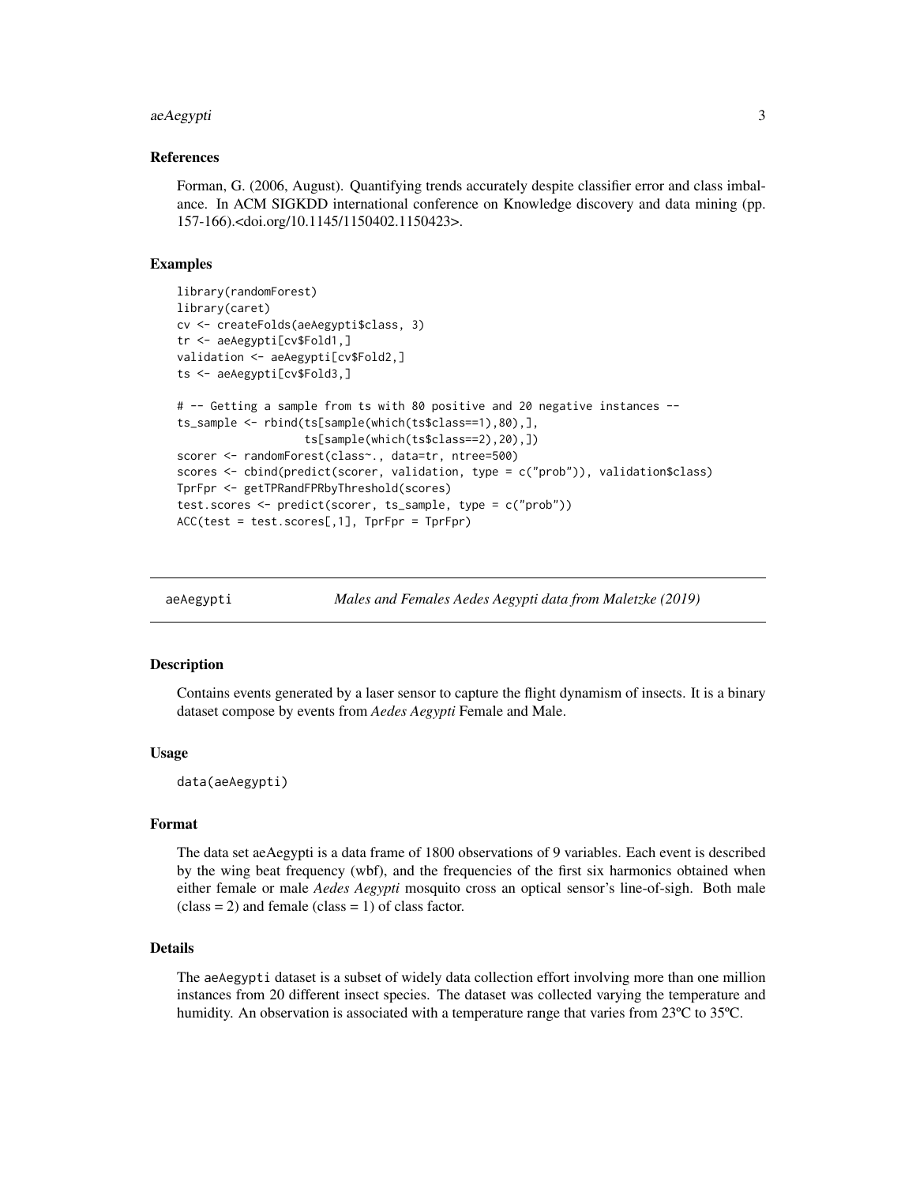### References

Forman, G. (2006, August). Quantifying trends accurately despite classifier error and class imbalance. In ACM SIGKDD international conference on Knowledge discovery and data mining (pp. 157-166).<doi.org/10.1145/1150402.1150423>.

### Examples

```
library(randomForest)
library(caret)
cv <- createFolds(aeAegypti$class, 3)
tr <- aeAegypti[cv$Fold1,]
validation <- aeAegypti[cv$Fold2,]
ts <- aeAegypti[cv$Fold3,]

# -- Getting a sample from ts with 80 positive and 20 negative instances --
ts_sample <- rbind(ts[sample(which(ts$class==1),80),],
                   ts[sample(which(ts$class==2),20),])
scorer <- randomForest(class~., data=tr, ntree=500)
scores <- cbind(predict(scorer, validation, type = c("prob")), validation$class)
TprFpr <- getTPRandFPRbyThreshold(scores)
test.scores <- predict(scorer, ts_sample, type = c("prob"))
ACC(test = test.scores[,1], TprFpr = TprFpr)
```

---

## aeAegypti — *Males and Females Aedes Aegypti data from Maletzke (2019)*

### Description

Contains events generated by a laser sensor to capture the flight dynamism of insects. It is a binary dataset compose by events from *Aedes Aegypti* Female and Male.

### Usage

```
data(aeAegypti)
```

### Format

The data set aeAegypti is a data frame of 1800 observations of 9 variables. Each event is described by the wing beat frequency (wbf), and the frequencies of the first six harmonics obtained when either female or male *Aedes Aegypti* mosquito cross an optical sensor's line-of-sigh. Both male (class = 2) and female (class = 1) of class factor.

### Details

The aeAegypti dataset is a subset of widely data collection effort involving more than one million instances from 20 different insect species. The dataset was collected varying the temperature and humidity. An observation is associated with a temperature range that varies from 23ºC to 35ºC.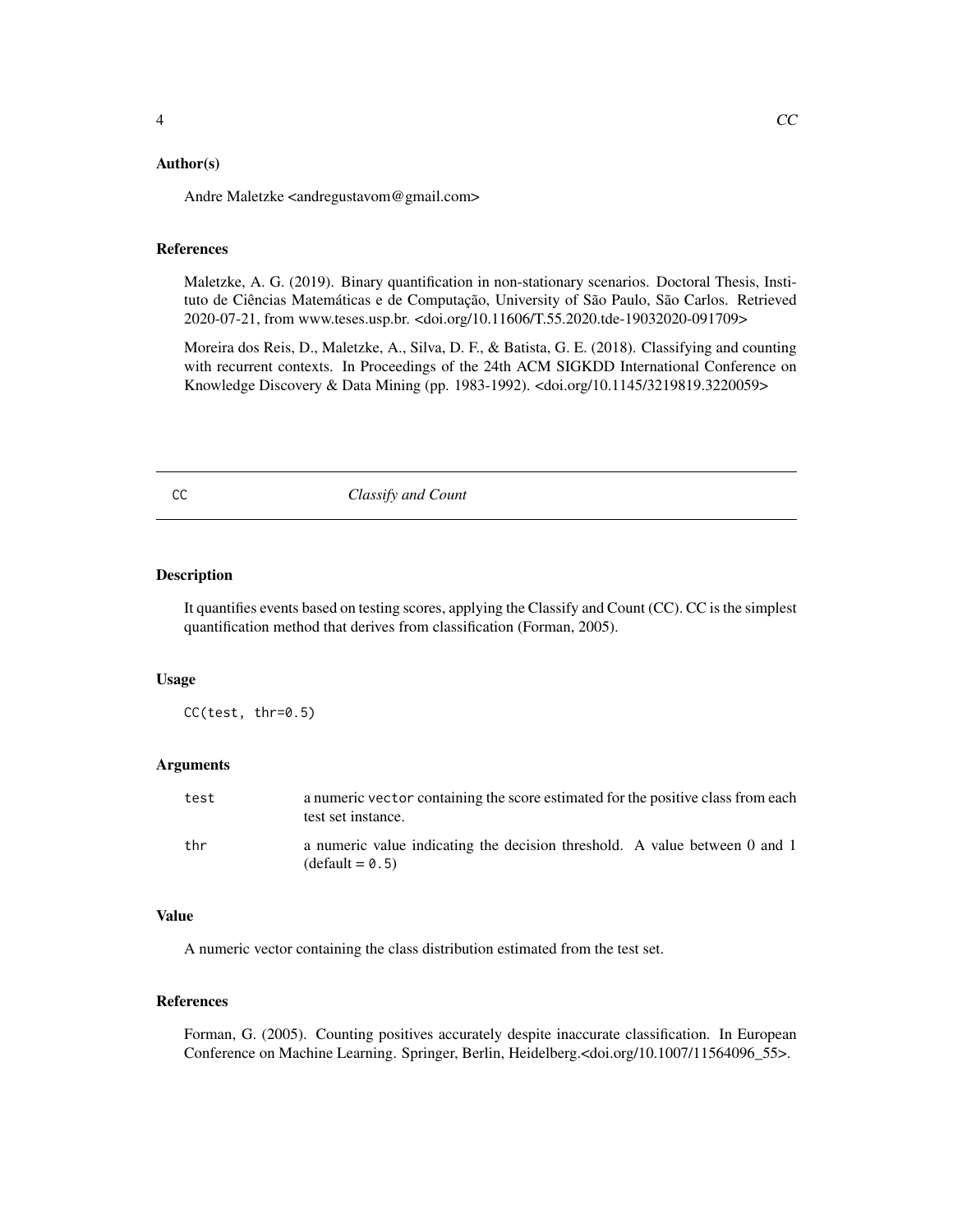### Author(s)

Andre Maletzke <andregustavom@gmail.com>

### References

Maletzke, A. G. (2019). Binary quantification in non-stationary scenarios. Doctoral Thesis, Instituto de Ciências Matemáticas e de Computação, University of São Paulo, São Carlos. Retrieved 2020-07-21, from www.teses.usp.br. <doi.org/10.11606/T.55.2020.tde-19032020-091709>

Moreira dos Reis, D., Maletzke, A., Silva, D. F., & Batista, G. E. (2018). Classifying and counting with recurrent contexts. In Proceedings of the 24th ACM SIGKDD International Conference on Knowledge Discovery & Data Mining (pp. 1983-1992). <doi.org/10.1145/3219819.3220059>

---

## CC *Classify and Count*

---

### Description

It quantifies events based on testing scores, applying the Classify and Count (CC). CC is the simplest quantification method that derives from classification (Forman, 2005).

### Usage

```
CC(test, thr=0.5)
```

### Arguments

| | |
|---|---|
| `test` | a numeric `vector` containing the score estimated for the positive class from each test set instance. |
| `thr` | a numeric value indicating the decision threshold. A value between 0 and 1 (default = `0.5`) |

### Value

A numeric vector containing the class distribution estimated from the test set.

### References

Forman, G. (2005). Counting positives accurately despite inaccurate classification. In European Conference on Machine Learning. Springer, Berlin, Heidelberg.<doi.org/10.1007/11564096_55>.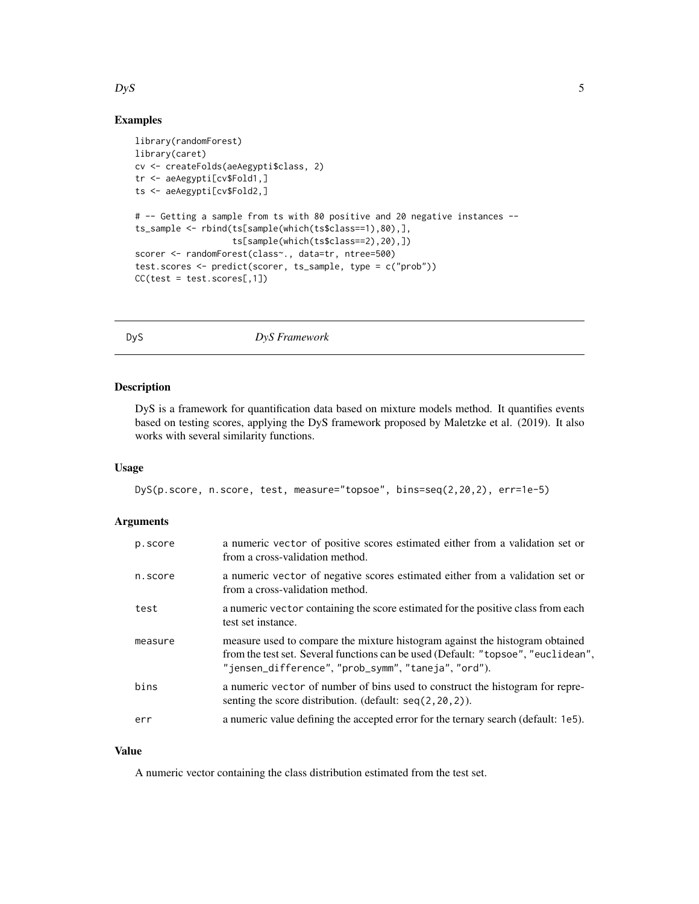## Examples

```
library(randomForest)
library(caret)
cv <- createFolds(aeAegypti$class, 2)
tr <- aeAegypti[cv$Fold1,]
ts <- aeAegypti[cv$Fold2,]

# -- Getting a sample from ts with 80 positive and 20 negative instances --
ts_sample <- rbind(ts[sample(which(ts$class==1),80),],
                   ts[sample(which(ts$class==2),20),])
scorer <- randomForest(class~., data=tr, ntree=500)
test.scores <- predict(scorer, ts_sample, type = c("prob"))
CC(test = test.scores[,1])
```

---

# DyS &nbsp;&nbsp;&nbsp;&nbsp; *DyS Framework*

## Description

DyS is a framework for quantification data based on mixture models method. It quantifies events based on testing scores, applying the DyS framework proposed by Maletzke et al. (2019). It also works with several similarity functions.

## Usage

```
DyS(p.score, n.score, test, measure="topsoe", bins=seq(2,20,2), err=1e-5)
```

## Arguments

| | |
|---|---|
| `p.score` | a numeric `vector` of positive scores estimated either from a validation set or from a cross-validation method. |
| `n.score` | a numeric `vector` of negative scores estimated either from a validation set or from a cross-validation method. |
| `test` | a numeric `vector` containing the score estimated for the positive class from each test set instance. |
| `measure` | measure used to compare the mixture histogram against the histogram obtained from the test set. Several functions can be used (Default: `"topsoe"`, `"euclidean"`, `"jensen_difference"`, `"prob_symm"`, `"taneja"`, `"ord"`). |
| `bins` | a numeric `vector` of number of bins used to construct the histogram for representing the score distribution. (default: `seq(2,20,2)`). |
| `err` | a numeric value defining the accepted error for the ternary search (default: `1e5`). |

## Value

A numeric vector containing the class distribution estimated from the test set.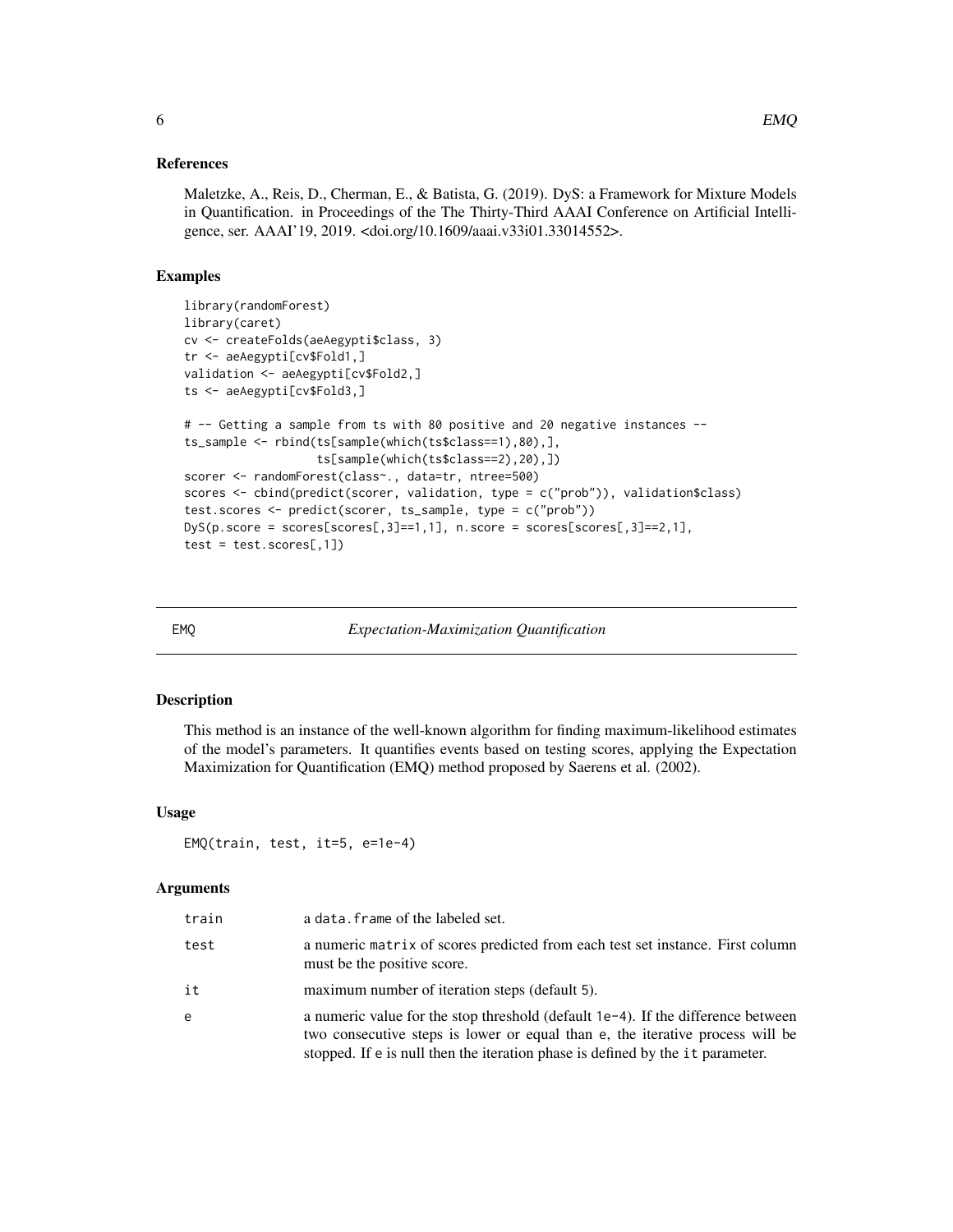### References

Maletzke, A., Reis, D., Cherman, E., & Batista, G. (2019). DyS: a Framework for Mixture Models in Quantification. in Proceedings of the The Thirty-Third AAAI Conference on Artificial Intelligence, ser. AAAI'19, 2019. <doi.org/10.1609/aaai.v33i01.33014552>.

### Examples

```
library(randomForest)
library(caret)
cv <- createFolds(aeAegypti$class, 3)
tr <- aeAegypti[cv$Fold1,]
validation <- aeAegypti[cv$Fold2,]
ts <- aeAegypti[cv$Fold3,]

# -- Getting a sample from ts with 80 positive and 20 negative instances --
ts_sample <- rbind(ts[sample(which(ts$class==1),80),],
                   ts[sample(which(ts$class==2),20),])
scorer <- randomForest(class~., data=tr, ntree=500)
scores <- cbind(predict(scorer, validation, type = c("prob")), validation$class)
test.scores <- predict(scorer, ts_sample, type = c("prob"))
DyS(p.score = scores[scores[,3]==1,1], n.score = scores[scores[,3]==2,1],
test = test.scores[,1])
```

---

## EMQ — *Expectation-Maximization Quantification*

### Description

This method is an instance of the well-known algorithm for finding maximum-likelihood estimates of the model's parameters. It quantifies events based on testing scores, applying the Expectation Maximization for Quantification (EMQ) method proposed by Saerens et al. (2002).

### Usage

```
EMQ(train, test, it=5, e=1e-4)
```

### Arguments

| | |
|---|---|
| train | a data.frame of the labeled set. |
| test | a numeric matrix of scores predicted from each test set instance. First column must be the positive score. |
| it | maximum number of iteration steps (default 5). |
| e | a numeric value for the stop threshold (default 1e-4). If the difference between two consecutive steps is lower or equal than e, the iterative process will be stopped. If e is null then the iteration phase is defined by the it parameter. |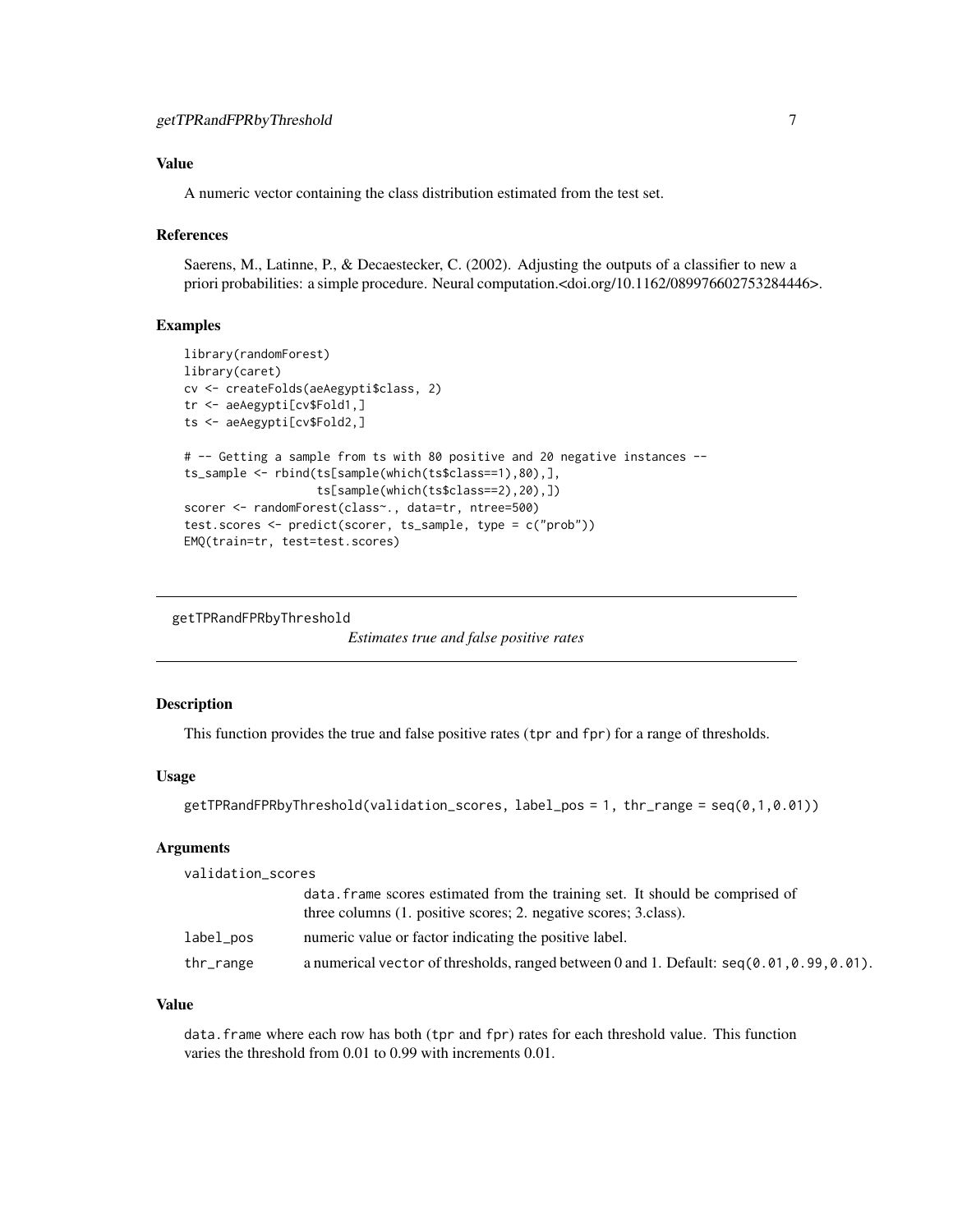### Value

A numeric vector containing the class distribution estimated from the test set.

### References

Saerens, M., Latinne, P., & Decaestecker, C. (2002). Adjusting the outputs of a classifier to new a priori probabilities: a simple procedure. Neural computation.<doi.org/10.1162/089976602753284446>.

### Examples

```
library(randomForest)
library(caret)
cv <- createFolds(aeAegypti$class, 2)
tr <- aeAegypti[cv$Fold1,]
ts <- aeAegypti[cv$Fold2,]

# -- Getting a sample from ts with 80 positive and 20 negative instances --
ts_sample <- rbind(ts[sample(which(ts$class==1),80),],
                   ts[sample(which(ts$class==2),20),])
scorer <- randomForest(class~., data=tr, ntree=500)
test.scores <- predict(scorer, ts_sample, type = c("prob"))
EMQ(train=tr, test=test.scores)
```

---

## getTPRandFPRbyThreshold

*Estimates true and false positive rates*

### Description

This function provides the true and false positive rates (tpr and fpr) for a range of thresholds.

### Usage

```
getTPRandFPRbyThreshold(validation_scores, label_pos = 1, thr_range = seq(0,1,0.01))
```

### Arguments

| | |
|---|---|
| validation_scores | data.frame scores estimated from the training set. It should be comprised of three columns (1. positive scores; 2. negative scores; 3.class). |
| label_pos | numeric value or factor indicating the positive label. |
| thr_range | a numerical vector of thresholds, ranged between 0 and 1. Default: seq(0.01,0.99,0.01). |

### Value

data.frame where each row has both (tpr and fpr) rates for each threshold value. This function varies the threshold from 0.01 to 0.99 with increments 0.01.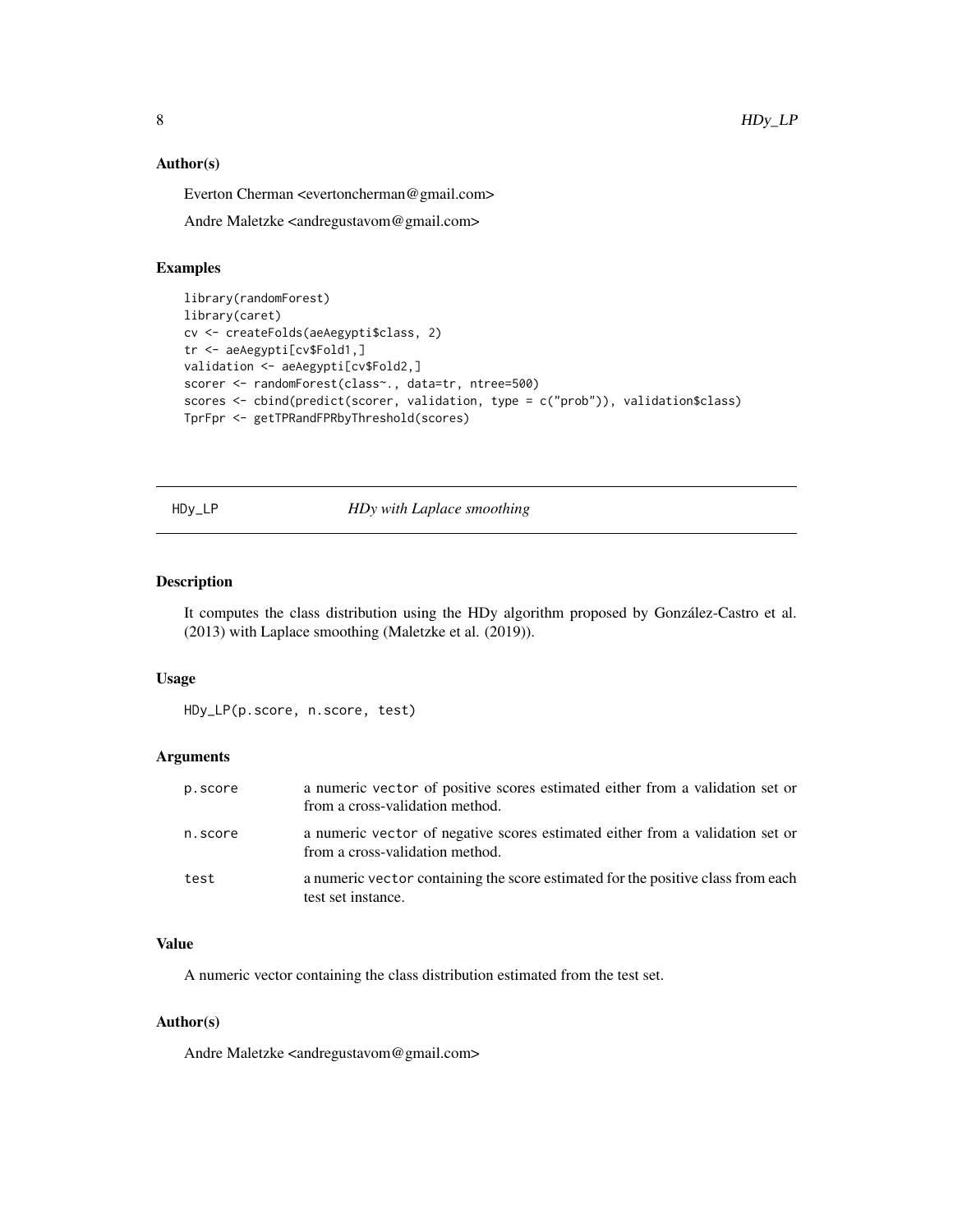### Author(s)

Everton Cherman <evertoncherman@gmail.com>

Andre Maletzke <andregustavom@gmail.com>

### Examples

```
library(randomForest)
library(caret)
cv <- createFolds(aeAegypti$class, 2)
tr <- aeAegypti[cv$Fold1,]
validation <- aeAegypti[cv$Fold2,]
scorer <- randomForest(class~., data=tr, ntree=500)
scores <- cbind(predict(scorer, validation, type = c("prob")), validation$class)
TprFpr <- getTPRandFPRbyThreshold(scores)
```

---

## HDy_LP *HDy with Laplace smoothing*

---

### Description

It computes the class distribution using the HDy algorithm proposed by González-Castro et al. (2013) with Laplace smoothing (Maletzke et al. (2019)).

### Usage

```
HDy_LP(p.score, n.score, test)
```

### Arguments

| | |
|---|---|
| p.score | a numeric vector of positive scores estimated either from a validation set or from a cross-validation method. |
| n.score | a numeric vector of negative scores estimated either from a validation set or from a cross-validation method. |
| test | a numeric vector containing the score estimated for the positive class from each test set instance. |

### Value

A numeric vector containing the class distribution estimated from the test set.

### Author(s)

Andre Maletzke <andregustavom@gmail.com>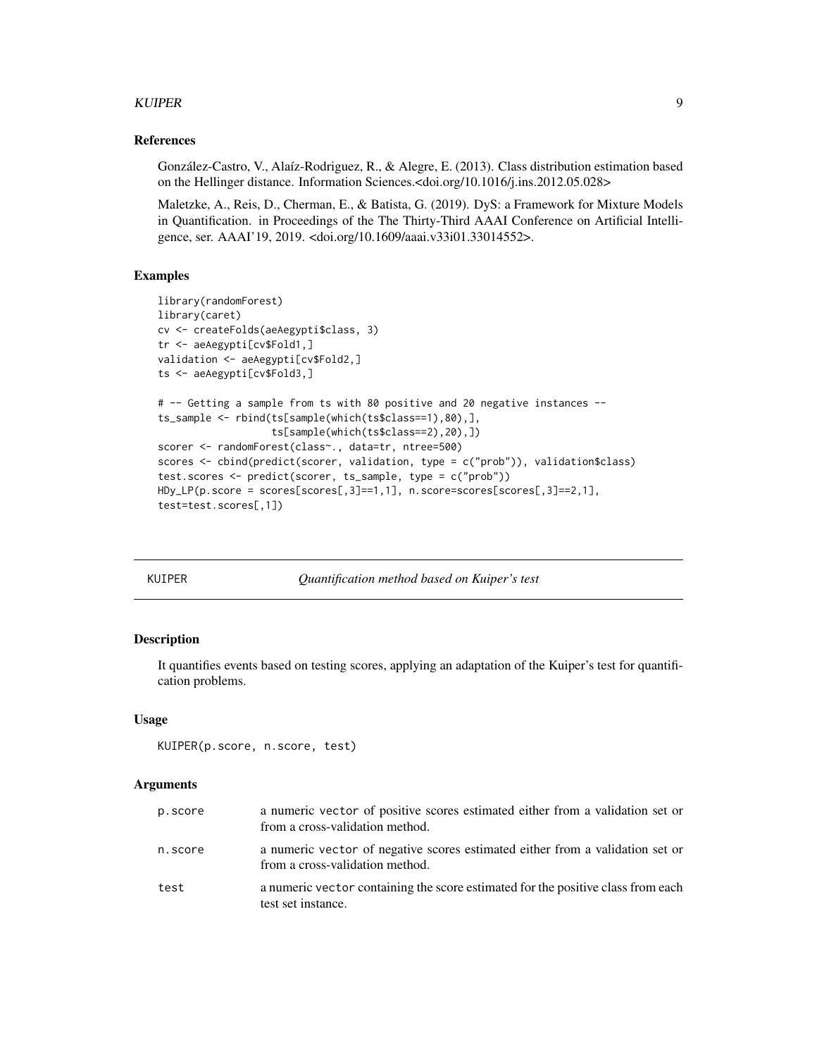### References

González-Castro, V., Alaíz-Rodriguez, R., & Alegre, E. (2013). Class distribution estimation based on the Hellinger distance. Information Sciences.<doi.org/10.1016/j.ins.2012.05.028>

Maletzke, A., Reis, D., Cherman, E., & Batista, G. (2019). DyS: a Framework for Mixture Models in Quantification. in Proceedings of the The Thirty-Third AAAI Conference on Artificial Intelligence, ser. AAAI'19, 2019. <doi.org/10.1609/aaai.v33i01.33014552>.

### Examples

```
library(randomForest)
library(caret)
cv <- createFolds(aeAegypti$class, 3)
tr <- aeAegypti[cv$Fold1,]
validation <- aeAegypti[cv$Fold2,]
ts <- aeAegypti[cv$Fold3,]

# -- Getting a sample from ts with 80 positive and 20 negative instances --
ts_sample <- rbind(ts[sample(which(ts$class==1),80),],
                   ts[sample(which(ts$class==2),20),])
scorer <- randomForest(class~., data=tr, ntree=500)
scores <- cbind(predict(scorer, validation, type = c("prob")), validation$class)
test.scores <- predict(scorer, ts_sample, type = c("prob"))
HDy_LP(p.score = scores[scores[,3]==1,1], n.score=scores[scores[,3]==2,1],
test=test.scores[,1])
```

---

## KUIPER — *Quantification method based on Kuiper's test*

### Description

It quantifies events based on testing scores, applying an adaptation of the Kuiper's test for quantification problems.

### Usage

```
KUIPER(p.score, n.score, test)
```

### Arguments

| | |
|---|---|
| p.score | a numeric vector of positive scores estimated either from a validation set or from a cross-validation method. |
| n.score | a numeric vector of negative scores estimated either from a validation set or from a cross-validation method. |
| test | a numeric vector containing the score estimated for the positive class from each test set instance. |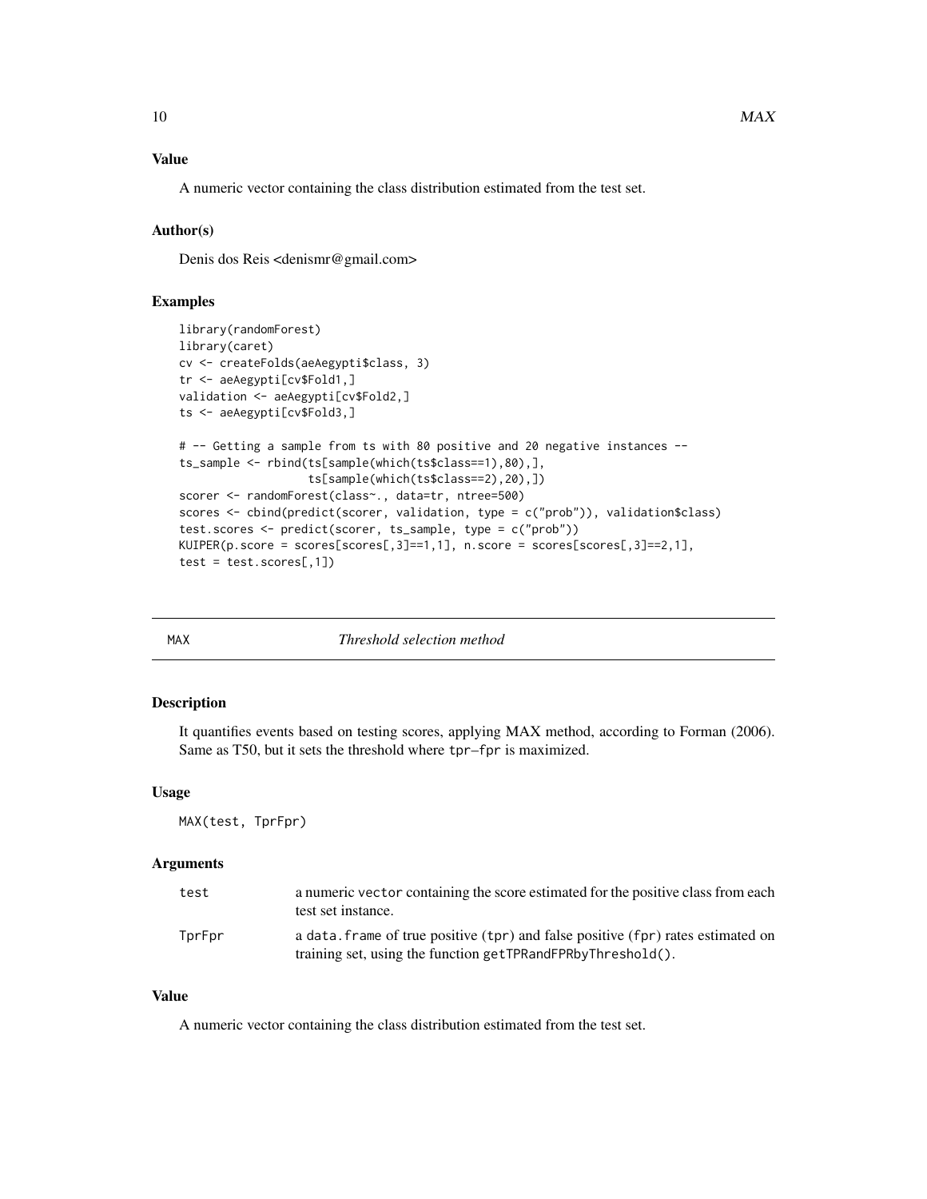### Value

A numeric vector containing the class distribution estimated from the test set.

### Author(s)

Denis dos Reis <denismr@gmail.com>

### Examples

```
library(randomForest)
library(caret)
cv <- createFolds(aeAegypti$class, 3)
tr <- aeAegypti[cv$Fold1,]
validation <- aeAegypti[cv$Fold2,]
ts <- aeAegypti[cv$Fold3,]

# -- Getting a sample from ts with 80 positive and 20 negative instances --
ts_sample <- rbind(ts[sample(which(ts$class==1),80),],
                   ts[sample(which(ts$class==2),20),])
scorer <- randomForest(class~., data=tr, ntree=500)
scores <- cbind(predict(scorer, validation, type = c("prob")), validation$class)
test.scores <- predict(scorer, ts_sample, type = c("prob"))
KUIPER(p.score = scores[scores[,3]==1,1], n.score = scores[scores[,3]==2,1],
test = test.scores[,1])
```

---

## MAX *Threshold selection method*

### Description

It quantifies events based on testing scores, applying MAX method, according to Forman (2006). Same as T50, but it sets the threshold where `tpr−fpr` is maximized.

### Usage

```
MAX(test, TprFpr)
```

### Arguments

| | |
|---|---|
| test | a numeric `vector` containing the score estimated for the positive class from each test set instance. |
| TprFpr | a `data.frame` of true positive (`tpr`) and false positive (`fpr`) rates estimated on training set, using the function `getTPRandFPRbyThreshold()`. |

### Value

A numeric vector containing the class distribution estimated from the test set.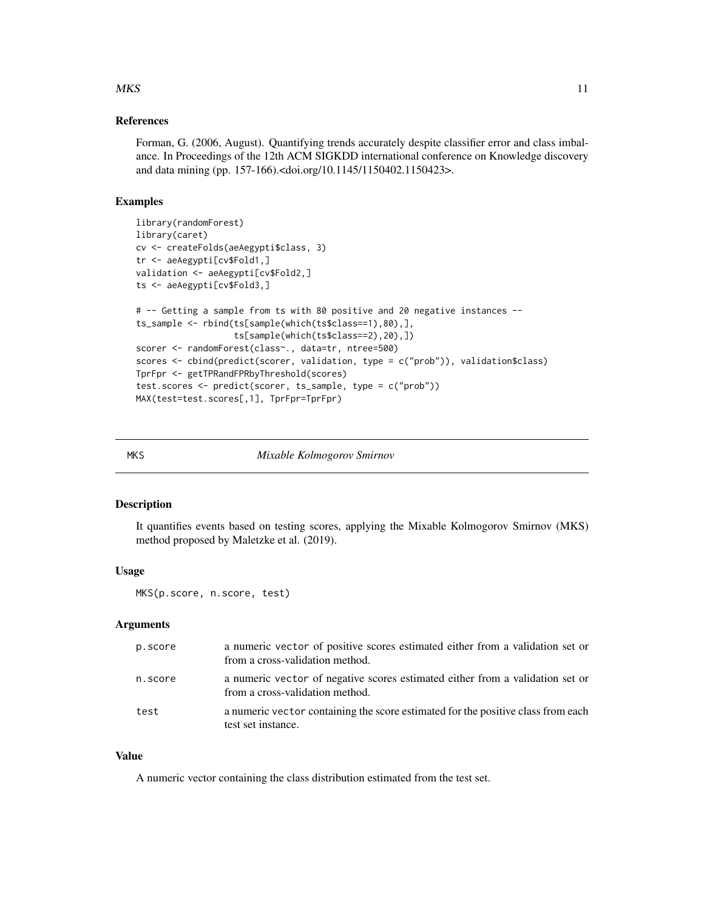### References

Forman, G. (2006, August). Quantifying trends accurately despite classifier error and class imbalance. In Proceedings of the 12th ACM SIGKDD international conference on Knowledge discovery and data mining (pp. 157-166).<doi.org/10.1145/1150402.1150423>.

### Examples

```
library(randomForest)
library(caret)
cv <- createFolds(aeAegypti$class, 3)
tr <- aeAegypti[cv$Fold1,]
validation <- aeAegypti[cv$Fold2,]
ts <- aeAegypti[cv$Fold3,]

# -- Getting a sample from ts with 80 positive and 20 negative instances --
ts_sample <- rbind(ts[sample(which(ts$class==1),80),],
                   ts[sample(which(ts$class==2),20),])
scorer <- randomForest(class~., data=tr, ntree=500)
scores <- cbind(predict(scorer, validation, type = c("prob")), validation$class)
TprFpr <- getTPRandFPRbyThreshold(scores)
test.scores <- predict(scorer, ts_sample, type = c("prob"))
MAX(test=test.scores[,1], TprFpr=TprFpr)
```

## MKS — *Mixable Kolmogorov Smirnov*

### Description

It quantifies events based on testing scores, applying the Mixable Kolmogorov Smirnov (MKS) method proposed by Maletzke et al. (2019).

### Usage

```
MKS(p.score, n.score, test)
```

### Arguments

| | |
|---|---|
| p.score | a numeric vector of positive scores estimated either from a validation set or from a cross-validation method. |
| n.score | a numeric vector of negative scores estimated either from a validation set or from a cross-validation method. |
| test | a numeric vector containing the score estimated for the positive class from each test set instance. |

### Value

A numeric vector containing the class distribution estimated from the test set.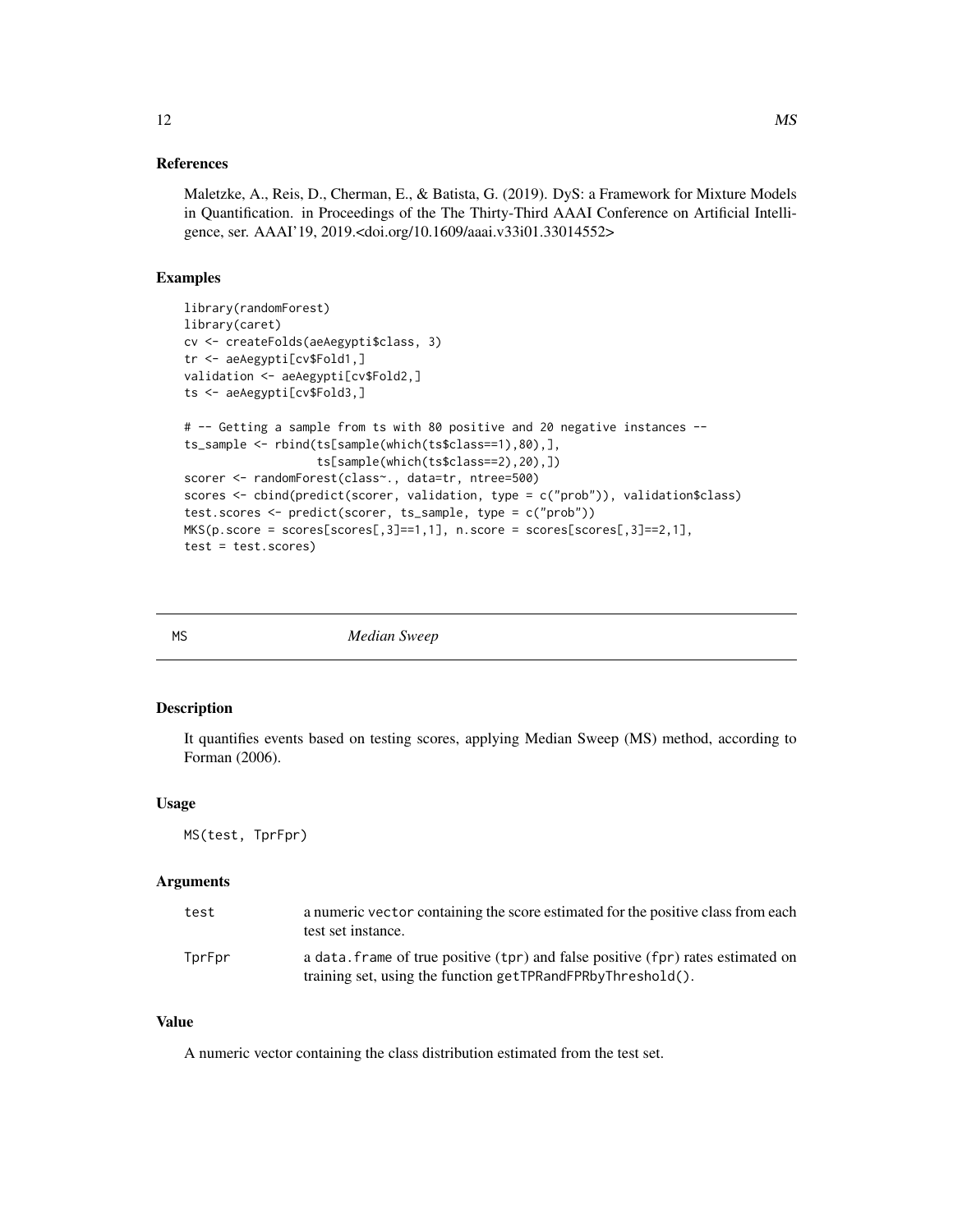## References

Maletzke, A., Reis, D., Cherman, E., & Batista, G. (2019). DyS: a Framework for Mixture Models in Quantification. in Proceedings of the The Thirty-Third AAAI Conference on Artificial Intelligence, ser. AAAI'19, 2019.<doi.org/10.1609/aaai.v33i01.33014552>

## Examples

```
library(randomForest)
library(caret)
cv <- createFolds(aeAegypti$class, 3)
tr <- aeAegypti[cv$Fold1,]
validation <- aeAegypti[cv$Fold2,]
ts <- aeAegypti[cv$Fold3,]

# -- Getting a sample from ts with 80 positive and 20 negative instances --
ts_sample <- rbind(ts[sample(which(ts$class==1),80),],
                   ts[sample(which(ts$class==2),20),])
scorer <- randomForest(class~., data=tr, ntree=500)
scores <- cbind(predict(scorer, validation, type = c("prob")), validation$class)
test.scores <- predict(scorer, ts_sample, type = c("prob"))
MKS(p.score = scores[scores[,3]==1,1], n.score = scores[scores[,3]==2,1],
test = test.scores)
```

---

# MS *Median Sweep*

## Description

It quantifies events based on testing scores, applying Median Sweep (MS) method, according to Forman (2006).

## Usage

```
MS(test, TprFpr)
```

## Arguments

| | |
|---|---|
| test | a numeric vector containing the score estimated for the positive class from each test set instance. |
| TprFpr | a data.frame of true positive (tpr) and false positive (fpr) rates estimated on training set, using the function getTPRandFPRbyThreshold(). |

## Value

A numeric vector containing the class distribution estimated from the test set.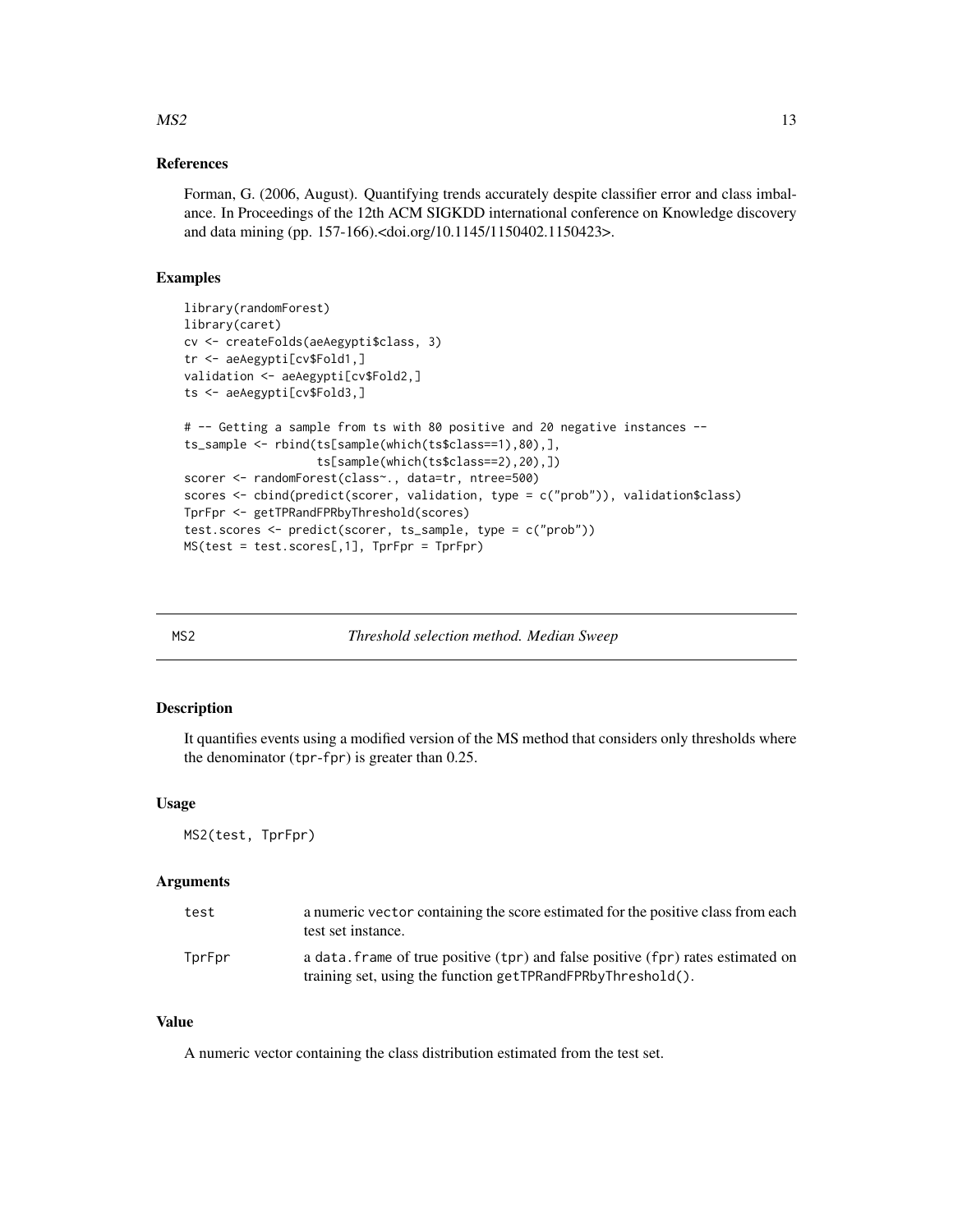### References

Forman, G. (2006, August). Quantifying trends accurately despite classifier error and class imbalance. In Proceedings of the 12th ACM SIGKDD international conference on Knowledge discovery and data mining (pp. 157-166).<doi.org/10.1145/1150402.1150423>.

### Examples

```
library(randomForest)
library(caret)
cv <- createFolds(aeAegypti$class, 3)
tr <- aeAegypti[cv$Fold1,]
validation <- aeAegypti[cv$Fold2,]
ts <- aeAegypti[cv$Fold3,]

# -- Getting a sample from ts with 80 positive and 20 negative instances --
ts_sample <- rbind(ts[sample(which(ts$class==1),80),],
                   ts[sample(which(ts$class==2),20),])
scorer <- randomForest(class~., data=tr, ntree=500)
scores <- cbind(predict(scorer, validation, type = c("prob")), validation$class)
TprFpr <- getTPRandFPRbyThreshold(scores)
test.scores <- predict(scorer, ts_sample, type = c("prob"))
MS(test = test.scores[,1], TprFpr = TprFpr)
```

---

## MS2 — *Threshold selection method. Median Sweep*

### Description

It quantifies events using a modified version of the MS method that considers only thresholds where the denominator (tpr-fpr) is greater than 0.25.

### Usage

```
MS2(test, TprFpr)
```

### Arguments

| | |
|---|---|
| test | a numeric vector containing the score estimated for the positive class from each test set instance. |
| TprFpr | a data.frame of true positive (tpr) and false positive (fpr) rates estimated on training set, using the function getTPRandFPRbyThreshold(). |

### Value

A numeric vector containing the class distribution estimated from the test set.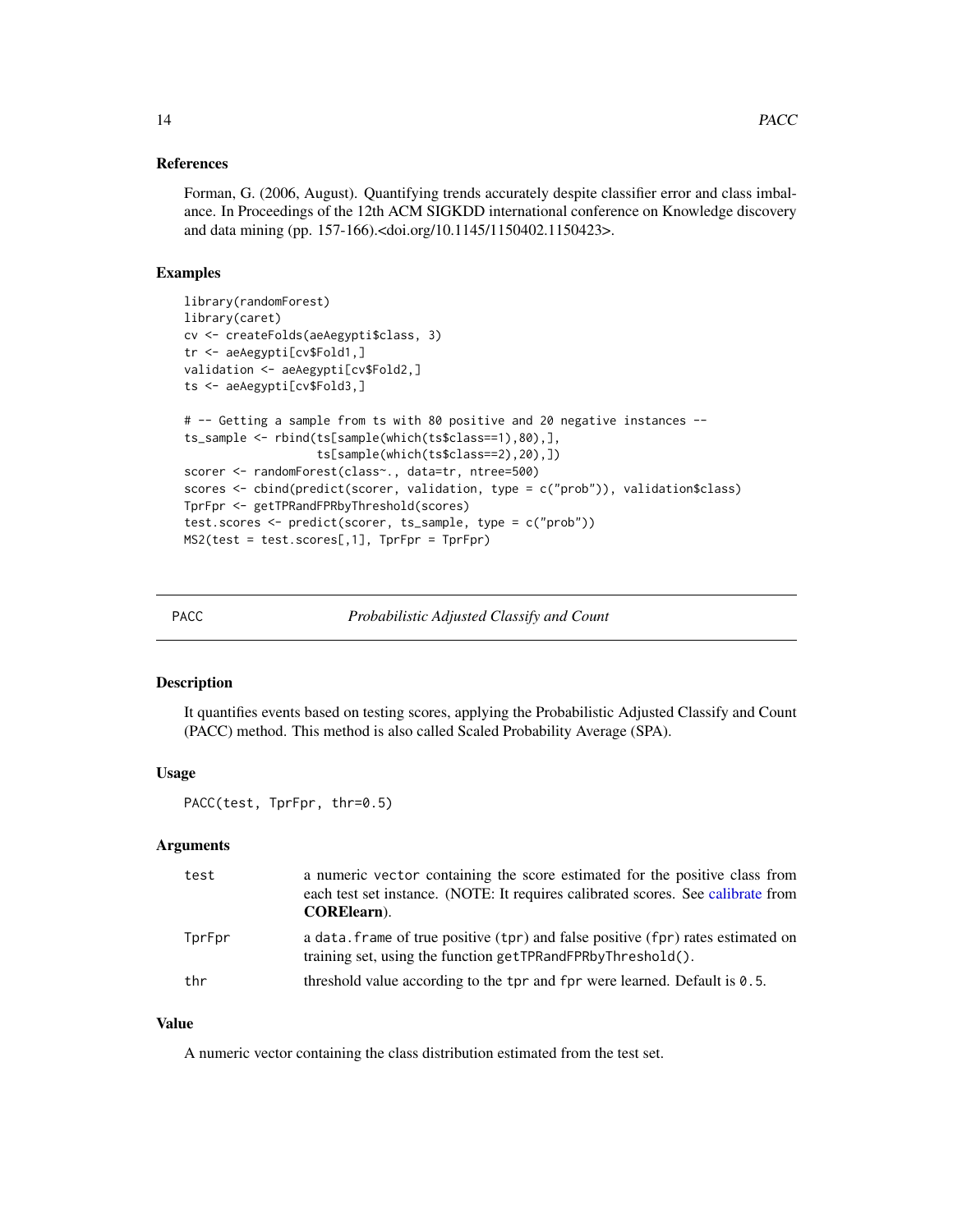### References

Forman, G. (2006, August). Quantifying trends accurately despite classifier error and class imbalance. In Proceedings of the 12th ACM SIGKDD international conference on Knowledge discovery and data mining (pp. 157-166).<doi.org/10.1145/1150402.1150423>.

### Examples

```
library(randomForest)
library(caret)
cv <- createFolds(aeAegypti$class, 3)
tr <- aeAegypti[cv$Fold1,]
validation <- aeAegypti[cv$Fold2,]
ts <- aeAegypti[cv$Fold3,]

# -- Getting a sample from ts with 80 positive and 20 negative instances --
ts_sample <- rbind(ts[sample(which(ts$class==1),80),],
                   ts[sample(which(ts$class==2),20),])
scorer <- randomForest(class~., data=tr, ntree=500)
scores <- cbind(predict(scorer, validation, type = c("prob")), validation$class)
TprFpr <- getTPRandFPRbyThreshold(scores)
test.scores <- predict(scorer, ts_sample, type = c("prob"))
MS2(test = test.scores[,1], TprFpr = TprFpr)
```

---

## PACC — *Probabilistic Adjusted Classify and Count*

---

### Description

It quantifies events based on testing scores, applying the Probabilistic Adjusted Classify and Count (PACC) method. This method is also called Scaled Probability Average (SPA).

### Usage

```
PACC(test, TprFpr, thr=0.5)
```

### Arguments

| | |
|---|---|
| test | a numeric `vector` containing the score estimated for the positive class from each test set instance. (NOTE: It requires calibrated scores. See calibrate from **CORElearn**). |
| TprFpr | a `data.frame` of true positive (`tpr`) and false positive (`fpr`) rates estimated on training set, using the function `getTPRandFPRbyThreshold()`. |
| thr | threshold value according to the `tpr` and `fpr` were learned. Default is `0.5`. |

### Value

A numeric vector containing the class distribution estimated from the test set.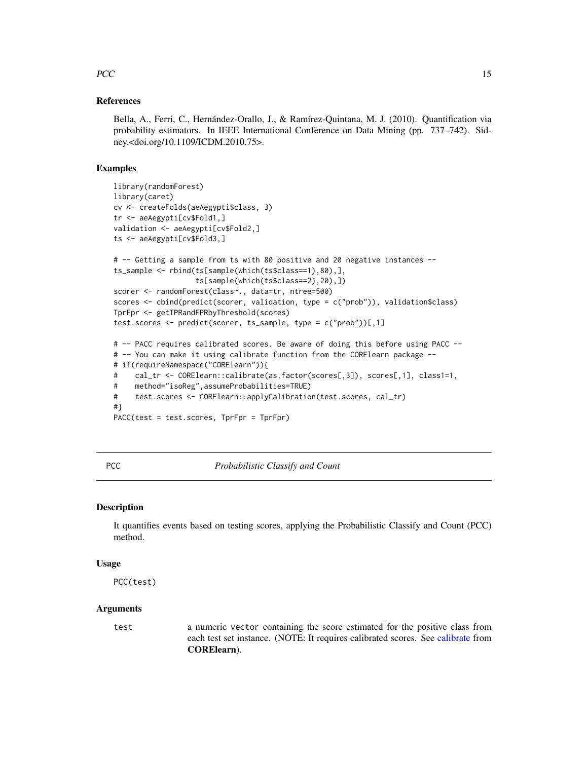### References

Bella, A., Ferri, C., Hernández-Orallo, J., & Ramírez-Quintana, M. J. (2010). Quantification via probability estimators. In IEEE International Conference on Data Mining (pp. 737–742). Sidney.<doi.org/10.1109/ICDM.2010.75>.

### Examples

```
library(randomForest)
library(caret)
cv <- createFolds(aeAegypti$class, 3)
tr <- aeAegypti[cv$Fold1,]
validation <- aeAegypti[cv$Fold2,]
ts <- aeAegypti[cv$Fold3,]

# -- Getting a sample from ts with 80 positive and 20 negative instances --
ts_sample <- rbind(ts[sample(which(ts$class==1),80),],
                   ts[sample(which(ts$class==2),20),])
scorer <- randomForest(class~., data=tr, ntree=500)
scores <- cbind(predict(scorer, validation, type = c("prob")), validation$class)
TprFpr <- getTPRandFPRbyThreshold(scores)
test.scores <- predict(scorer, ts_sample, type = c("prob"))[,1]

# -- PACC requires calibrated scores. Be aware of doing this before using PACC --
# -- You can make it using calibrate function from the CORElearn package --
# if(requireNamespace("CORElearn")){
#    cal_tr <- CORElearn::calibrate(as.factor(scores[,3]), scores[,1], class1=1,
#    method="isoReg",assumeProbabilities=TRUE)
#    test.scores <- CORElearn::applyCalibration(test.scores, cal_tr)
#}
PACC(test = test.scores, TprFpr = TprFpr)
```

---

## PCC *Probabilistic Classify and Count*

### Description

It quantifies events based on testing scores, applying the Probabilistic Classify and Count (PCC) method.

### Usage

```
PCC(test)
```

### Arguments

| | |
|---|---|
| test | a numeric vector containing the score estimated for the positive class from each test set instance. (NOTE: It requires calibrated scores. See calibrate from **CORElearn**). |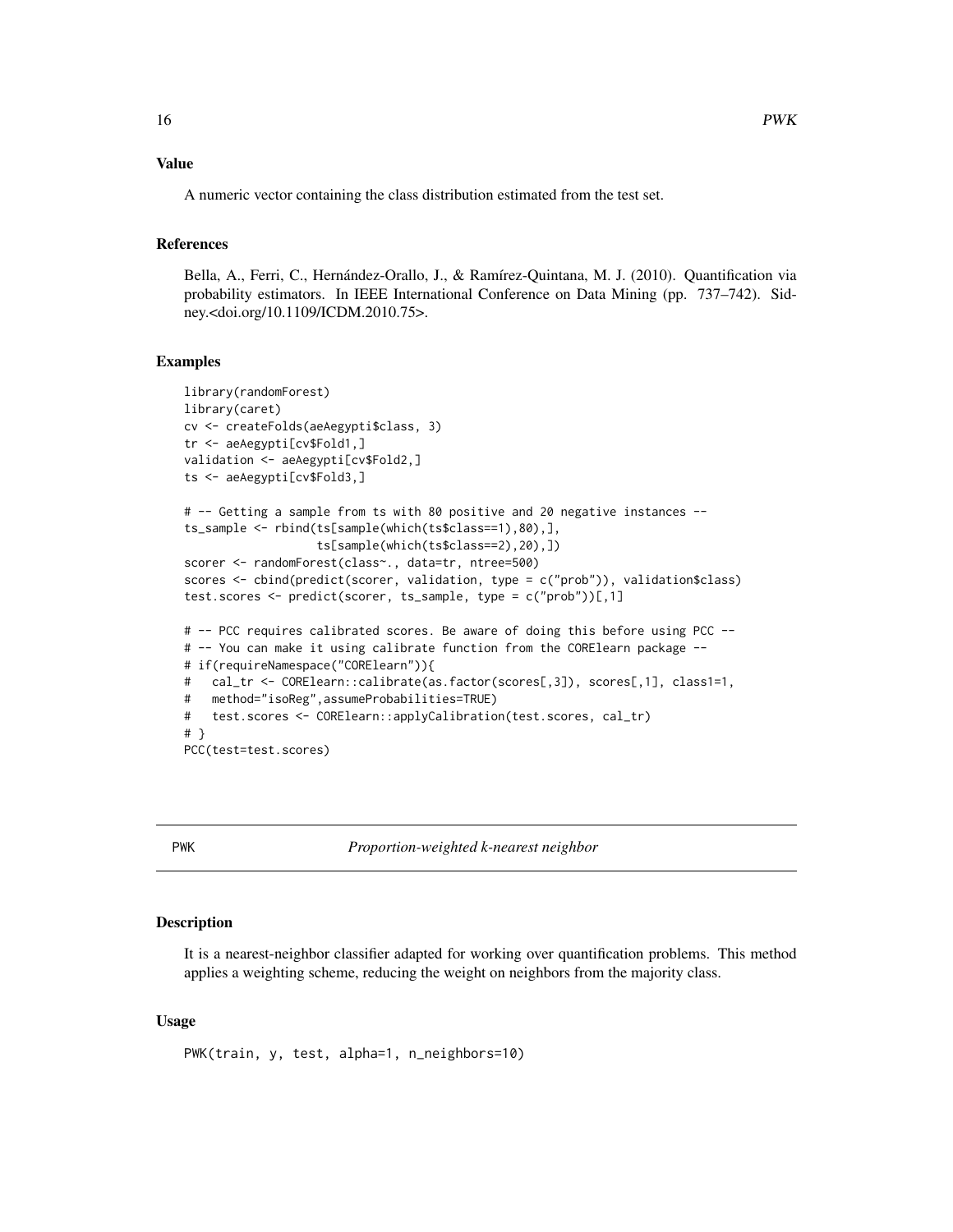### Value

A numeric vector containing the class distribution estimated from the test set.

### References

Bella, A., Ferri, C., Hernández-Orallo, J., & Ramírez-Quintana, M. J. (2010). Quantification via probability estimators. In IEEE International Conference on Data Mining (pp. 737–742). Sidney.<doi.org/10.1109/ICDM.2010.75>.

### Examples

```
library(randomForest)
library(caret)
cv <- createFolds(aeAegypti$class, 3)
tr <- aeAegypti[cv$Fold1,]
validation <- aeAegypti[cv$Fold2,]
ts <- aeAegypti[cv$Fold3,]

# -- Getting a sample from ts with 80 positive and 20 negative instances --
ts_sample <- rbind(ts[sample(which(ts$class==1),80),],
                   ts[sample(which(ts$class==2),20),])
scorer <- randomForest(class~., data=tr, ntree=500)
scores <- cbind(predict(scorer, validation, type = c("prob")), validation$class)
test.scores <- predict(scorer, ts_sample, type = c("prob"))[,1]

# -- PCC requires calibrated scores. Be aware of doing this before using PCC --
# -- You can make it using calibrate function from the CORElearn package --
# if(requireNamespace("CORElearn")){
#   cal_tr <- CORElearn::calibrate(as.factor(scores[,3]), scores[,1], class1=1,
#   method="isoReg",assumeProbabilities=TRUE)
#   test.scores <- CORElearn::applyCalibration(test.scores, cal_tr)
# }
PCC(test=test.scores)
```

---

## PWK *Proportion-weighted k-nearest neighbor*

---

### Description

It is a nearest-neighbor classifier adapted for working over quantification problems. This method applies a weighting scheme, reducing the weight on neighbors from the majority class.

### Usage

```
PWK(train, y, test, alpha=1, n_neighbors=10)
```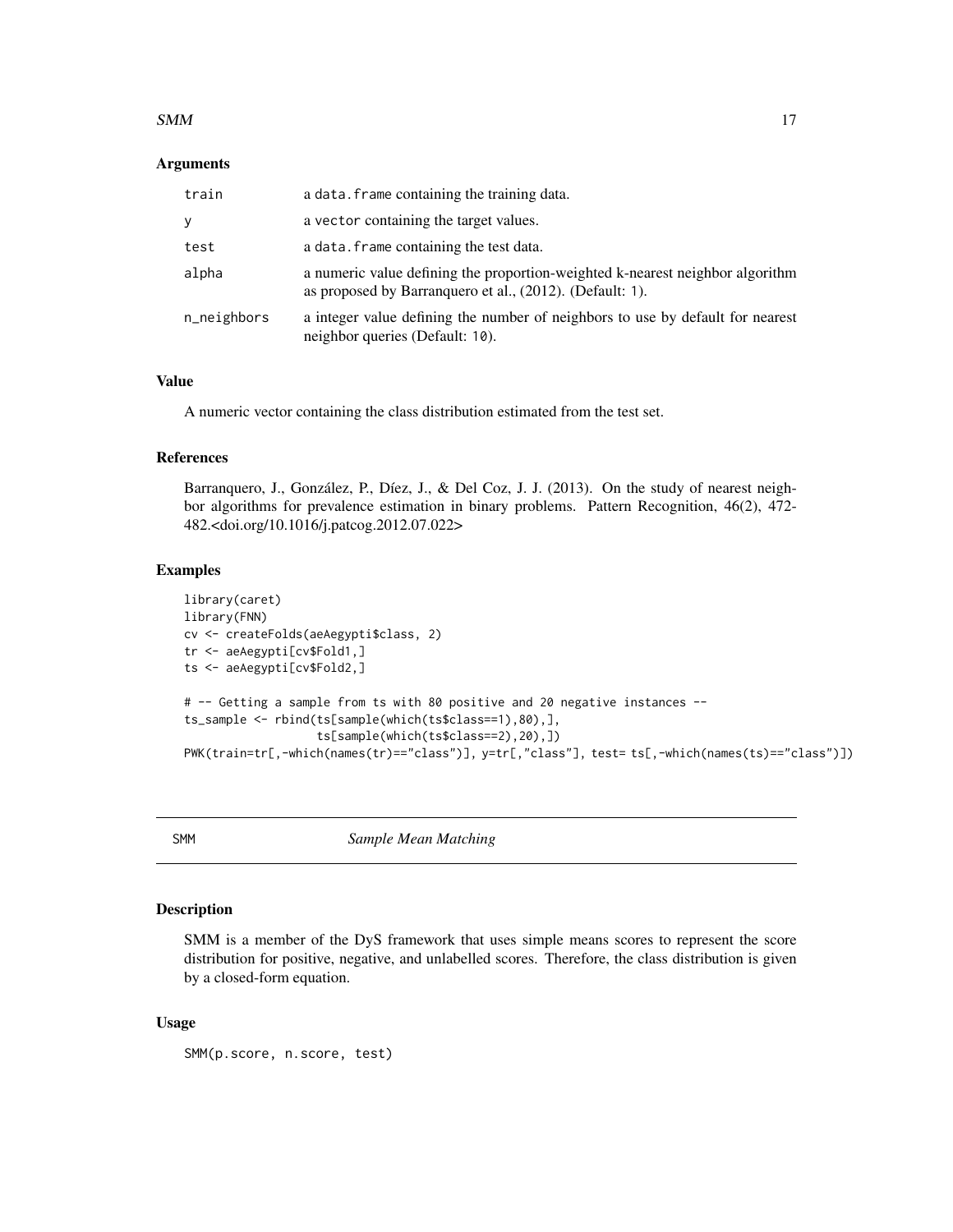### Arguments

| | |
|---|---|
| train | a data.frame containing the training data. |
| y | a vector containing the target values. |
| test | a data.frame containing the test data. |
| alpha | a numeric value defining the proportion-weighted k-nearest neighbor algorithm as proposed by Barranquero et al., (2012). (Default: 1). |
| n_neighbors | a integer value defining the number of neighbors to use by default for nearest neighbor queries (Default: 10). |

### Value

A numeric vector containing the class distribution estimated from the test set.

### References

Barranquero, J., González, P., Díez, J., & Del Coz, J. J. (2013). On the study of nearest neighbor algorithms for prevalence estimation in binary problems. Pattern Recognition, 46(2), 472-482.<doi.org/10.1016/j.patcog.2012.07.022>

### Examples

```
library(caret)
library(FNN)
cv <- createFolds(aeAegypti$class, 2)
tr <- aeAegypti[cv$Fold1,]
ts <- aeAegypti[cv$Fold2,]

# -- Getting a sample from ts with 80 positive and 20 negative instances --
ts_sample <- rbind(ts[sample(which(ts$class==1),80),],
                   ts[sample(which(ts$class==2),20),])
PWK(train=tr[,-which(names(tr)=="class")], y=tr[,"class"], test= ts[,-which(names(ts)=="class")])
```

## SMM    *Sample Mean Matching*

### Description

SMM is a member of the DyS framework that uses simple means scores to represent the score distribution for positive, negative, and unlabelled scores. Therefore, the class distribution is given by a closed-form equation.

### Usage

```
SMM(p.score, n.score, test)
```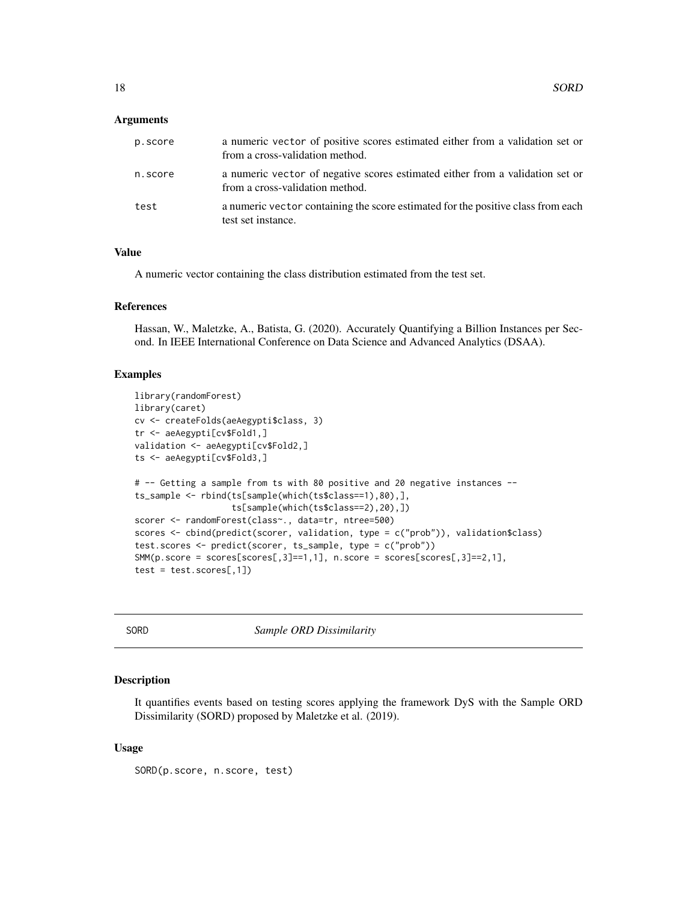### Arguments

| | |
|---|---|
| p.score | a numeric vector of positive scores estimated either from a validation set or from a cross-validation method. |
| n.score | a numeric vector of negative scores estimated either from a validation set or from a cross-validation method. |
| test | a numeric vector containing the score estimated for the positive class from each test set instance. |

### Value

A numeric vector containing the class distribution estimated from the test set.

### References

Hassan, W., Maletzke, A., Batista, G. (2020). Accurately Quantifying a Billion Instances per Second. In IEEE International Conference on Data Science and Advanced Analytics (DSAA).

### Examples

```
library(randomForest)
library(caret)
cv <- createFolds(aeAegypti$class, 3)
tr <- aeAegypti[cv$Fold1,]
validation <- aeAegypti[cv$Fold2,]
ts <- aeAegypti[cv$Fold3,]

# -- Getting a sample from ts with 80 positive and 20 negative instances --
ts_sample <- rbind(ts[sample(which(ts$class==1),80),],
                   ts[sample(which(ts$class==2),20),])
scorer <- randomForest(class~., data=tr, ntree=500)
scores <- cbind(predict(scorer, validation, type = c("prob")), validation$class)
test.scores <- predict(scorer, ts_sample, type = c("prob"))
SMM(p.score = scores[scores[,3]==1,1], n.score = scores[scores[,3]==2,1],
test = test.scores[,1])
```

## SORD — *Sample ORD Dissimilarity*

### Description

It quantifies events based on testing scores applying the framework DyS with the Sample ORD Dissimilarity (SORD) proposed by Maletzke et al. (2019).

### Usage

```
SORD(p.score, n.score, test)
```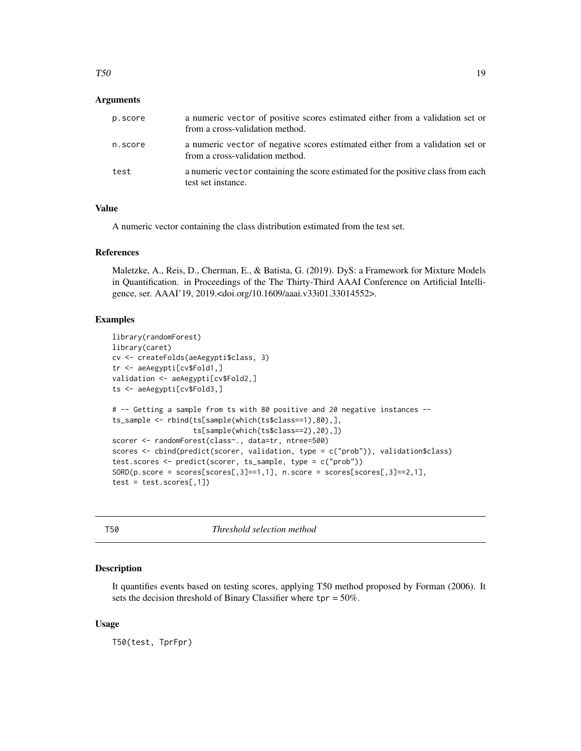### Arguments

| | |
|---|---|
| p.score | a numeric vector of positive scores estimated either from a validation set or from a cross-validation method. |
| n.score | a numeric vector of negative scores estimated either from a validation set or from a cross-validation method. |
| test | a numeric vector containing the score estimated for the positive class from each test set instance. |

### Value

A numeric vector containing the class distribution estimated from the test set.

### References

Maletzke, A., Reis, D., Cherman, E., & Batista, G. (2019). DyS: a Framework for Mixture Models in Quantification. in Proceedings of the The Thirty-Third AAAI Conference on Artificial Intelligence, ser. AAAI'19, 2019.<doi.org/10.1609/aaai.v33i01.33014552>.

### Examples

```
library(randomForest)
library(caret)
cv <- createFolds(aeAegypti$class, 3)
tr <- aeAegypti[cv$Fold1,]
validation <- aeAegypti[cv$Fold2,]
ts <- aeAegypti[cv$Fold3,]

# -- Getting a sample from ts with 80 positive and 20 negative instances --
ts_sample <- rbind(ts[sample(which(ts$class==1),80),],
                   ts[sample(which(ts$class==2),20),])
scorer <- randomForest(class~., data=tr, ntree=500)
scores <- cbind(predict(scorer, validation, type = c("prob")), validation$class)
test.scores <- predict(scorer, ts_sample, type = c("prob"))
SORD(p.score = scores[scores[,3]==1,1], n.score = scores[scores[,3]==2,1],
test = test.scores[,1])
```

## T50 *Threshold selection method*

### Description

It quantifies events based on testing scores, applying T50 method proposed by Forman (2006). It sets the decision threshold of Binary Classifier where tpr = 50%.

### Usage

```
T50(test, TprFpr)
```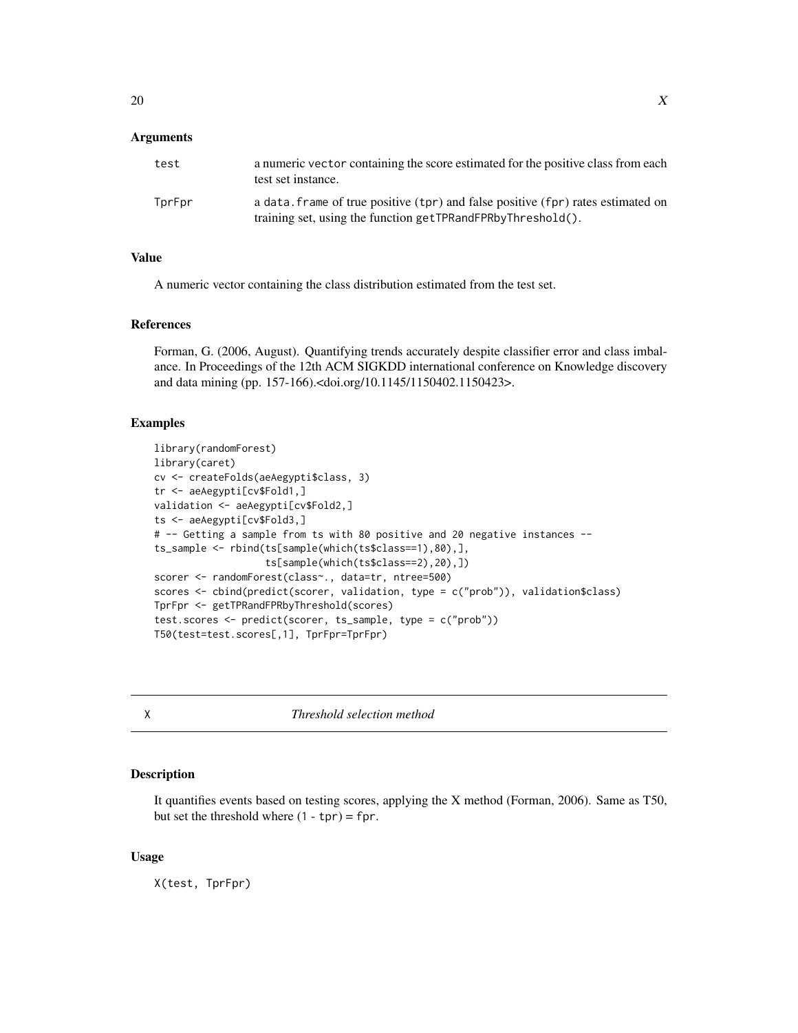### Arguments

| | |
|---|---|
| test | a numeric `vector` containing the score estimated for the positive class from each test set instance. |
| TprFpr | a `data.frame` of true positive (`tpr`) and false positive (`fpr`) rates estimated on training set, using the function `getTPRandFPRbyThreshold()`. |

### Value

A numeric vector containing the class distribution estimated from the test set.

### References

Forman, G. (2006, August). Quantifying trends accurately despite classifier error and class imbalance. In Proceedings of the 12th ACM SIGKDD international conference on Knowledge discovery and data mining (pp. 157-166).<doi.org/10.1145/1150402.1150423>.

### Examples

```
library(randomForest)
library(caret)
cv <- createFolds(aeAegypti$class, 3)
tr <- aeAegypti[cv$Fold1,]
validation <- aeAegypti[cv$Fold2,]
ts <- aeAegypti[cv$Fold3,]
# -- Getting a sample from ts with 80 positive and 20 negative instances --
ts_sample <- rbind(ts[sample(which(ts$class==1),80),],
                   ts[sample(which(ts$class==2),20),])
scorer <- randomForest(class~., data=tr, ntree=500)
scores <- cbind(predict(scorer, validation, type = c("prob")), validation$class)
TprFpr <- getTPRandFPRbyThreshold(scores)
test.scores <- predict(scorer, ts_sample, type = c("prob"))
T50(test=test.scores[,1], TprFpr=TprFpr)
```

---

## X — *Threshold selection method*

---

### Description

It quantifies events based on testing scores, applying the X method (Forman, 2006). Same as T50, but set the threshold where (`1 - tpr`) = `fpr`.

### Usage

```
X(test, TprFpr)
```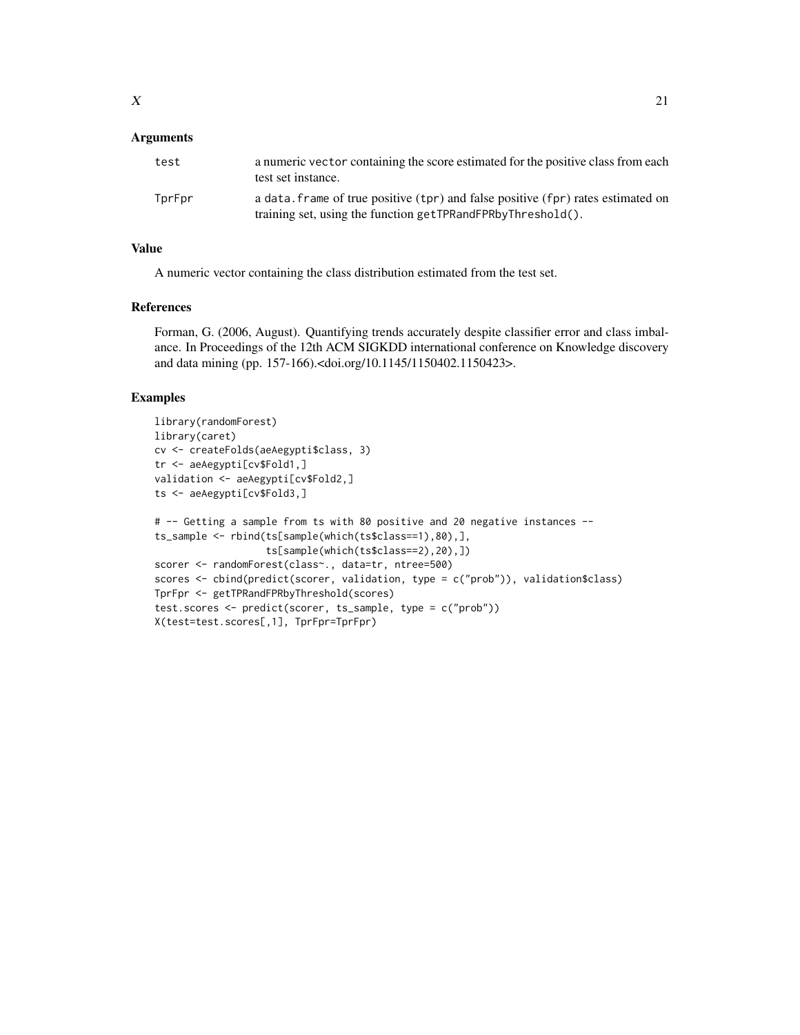## Arguments

| | |
|---|---|
| `test` | a numeric `vector` containing the score estimated for the positive class from each test set instance. |
| `TprFpr` | a `data.frame` of true positive (`tpr`) and false positive (`fpr`) rates estimated on training set, using the function `getTPRandFPRbyThreshold()`. |

## Value

A numeric vector containing the class distribution estimated from the test set.

## References

Forman, G. (2006, August). Quantifying trends accurately despite classifier error and class imbalance. In Proceedings of the 12th ACM SIGKDD international conference on Knowledge discovery and data mining (pp. 157-166).<doi.org/10.1145/1150402.1150423>.

## Examples

```
library(randomForest)
library(caret)
cv <- createFolds(aeAegypti$class, 3)
tr <- aeAegypti[cv$Fold1,]
validation <- aeAegypti[cv$Fold2,]
ts <- aeAegypti[cv$Fold3,]

# -- Getting a sample from ts with 80 positive and 20 negative instances --
ts_sample <- rbind(ts[sample(which(ts$class==1),80),],
                   ts[sample(which(ts$class==2),20),])
scorer <- randomForest(class~., data=tr, ntree=500)
scores <- cbind(predict(scorer, validation, type = c("prob")), validation$class)
TprFpr <- getTPRandFPRbyThreshold(scores)
test.scores <- predict(scorer, ts_sample, type = c("prob"))
X(test=test.scores[,1], TprFpr=TprFpr)
```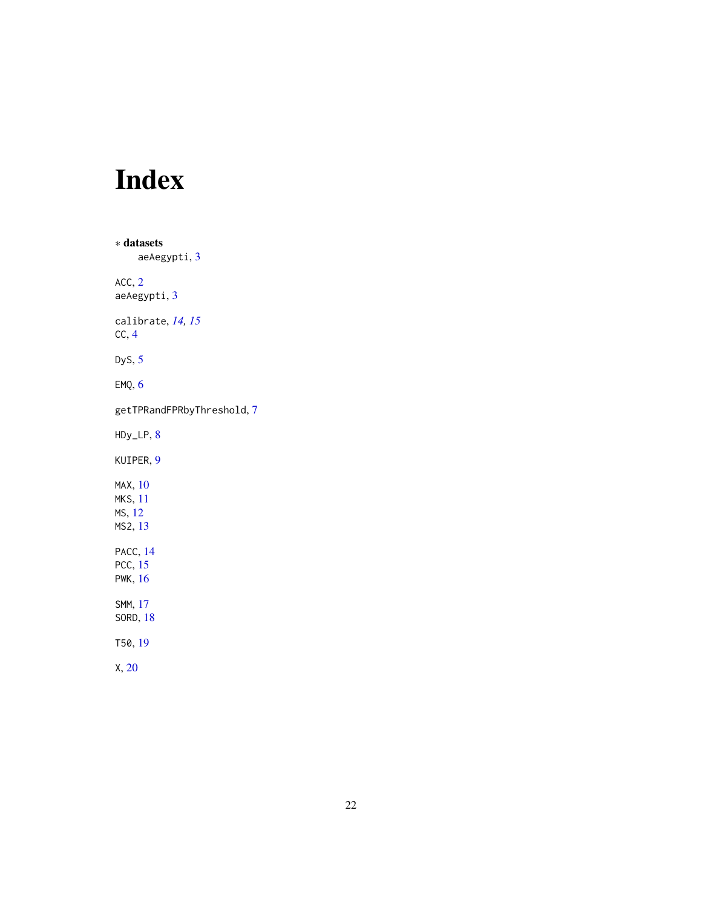# Index

∗ **datasets**
    aeAegypti, 3

ACC, 2
aeAegypti, 3

calibrate, *14, 15*
CC, 4

DyS, 5

EMQ, 6

getTPRandFPRbyThreshold, 7

HDy_LP, 8

KUIPER, 9

MAX, 10
MKS, 11
MS, 12
MS2, 13

PACC, 14
PCC, 15
PWK, 16

SMM, 17
SORD, 18

T50, 19

X, 20